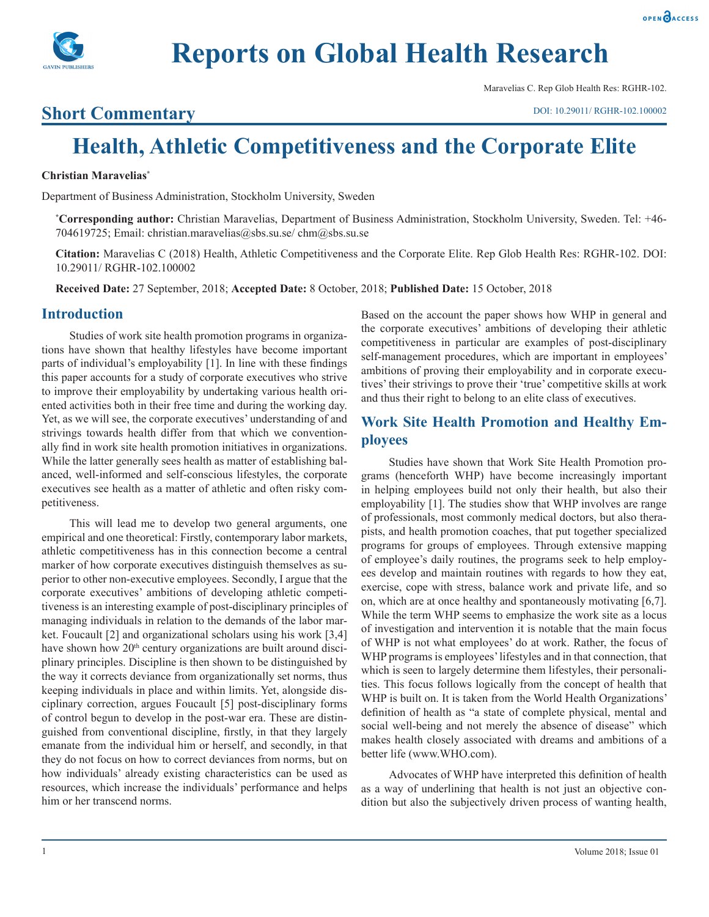**Short Commentary**

# Health, Athletic Competitiveness and the Corporate Elite

**Christian Maravelias***

Department of Business Administration, Stockholm University, Sweden

***Corresponding author:** Christian Maravelias, Department of Business Administration, Stockholm University, Sweden. Tel: +46-704619725; Email: christian.maravelias@sbs.su.se/ chm@sbs.su.se

**Citation:** Maravelias C (2018) Health, Athletic Competitiveness and the Corporate Elite. Rep Glob Health Res: RGHR-102. DOI: 10.29011/ RGHR-102.100002

**Received Date:** 27 September, 2018; **Accepted Date:** 8 October, 2018; **Published Date:** 15 October, 2018

## Introduction

Studies of work site health promotion programs in organizations have shown that healthy lifestyles have become important parts of individual's employability [1]. In line with these findings this paper accounts for a study of corporate executives who strive to improve their employability by undertaking various health oriented activities both in their free time and during the working day. Yet, as we will see, the corporate executives' understanding of and strivings towards health differ from that which we conventionally find in work site health promotion initiatives in organizations. While the latter generally sees health as matter of establishing balanced, well-informed and self-conscious lifestyles, the corporate executives see health as a matter of athletic and often risky competitiveness.

This will lead me to develop two general arguments, one empirical and one theoretical: Firstly, contemporary labor markets, athletic competitiveness has in this connection become a central marker of how corporate executives distinguish themselves as superior to other non-executive employees. Secondly, I argue that the corporate executives' ambitions of developing athletic competitiveness is an interesting example of post-disciplinary principles of managing individuals in relation to the demands of the labor market. Foucault [2] and organizational scholars using his work [3,4] have shown how 20th century organizations are built around disciplinary principles. Discipline is then shown to be distinguished by the way it corrects deviance from organizationally set norms, thus keeping individuals in place and within limits. Yet, alongside disciplinary correction, argues Foucault [5] post-disciplinary forms of control begun to develop in the post-war era. These are distinguished from conventional discipline, firstly, in that they largely emanate from the individual him or herself, and secondly, in that they do not focus on how to correct deviances from norms, but on how individuals' already existing characteristics can be used as resources, which increase the individuals' performance and helps him or her transcend norms.

Based on the account the paper shows how WHP in general and the corporate executives' ambitions of developing their athletic competitiveness in particular are examples of post-disciplinary self-management procedures, which are important in employees' ambitions of proving their employability and in corporate executives' their strivings to prove their 'true' competitive skills at work and thus their right to belong to an elite class of executives.

## Work Site Health Promotion and Healthy Employees

Studies have shown that Work Site Health Promotion programs (henceforth WHP) have become increasingly important in helping employees build not only their health, but also their employability [1]. The studies show that WHP involves are range of professionals, most commonly medical doctors, but also therapists, and health promotion coaches, that put together specialized programs for groups of employees. Through extensive mapping of employee's daily routines, the programs seek to help employees develop and maintain routines with regards to how they eat, exercise, cope with stress, balance work and private life, and so on, which are at once healthy and spontaneously motivating [6,7]. While the term WHP seems to emphasize the work site as a locus of investigation and intervention it is notable that the main focus of WHP is not what employees' do at work. Rather, the focus of WHP programs is employees' lifestyles and in that connection, that which is seen to largely determine them lifestyles, their personalities. This focus follows logically from the concept of health that WHP is built on. It is taken from the World Health Organizations' definition of health as "a state of complete physical, mental and social well-being and not merely the absence of disease" which makes health closely associated with dreams and ambitions of a better life (www.WHO.com).

Advocates of WHP have interpreted this definition of health as a way of underlining that health is not just an objective condition but also the subjectively driven process of wanting health,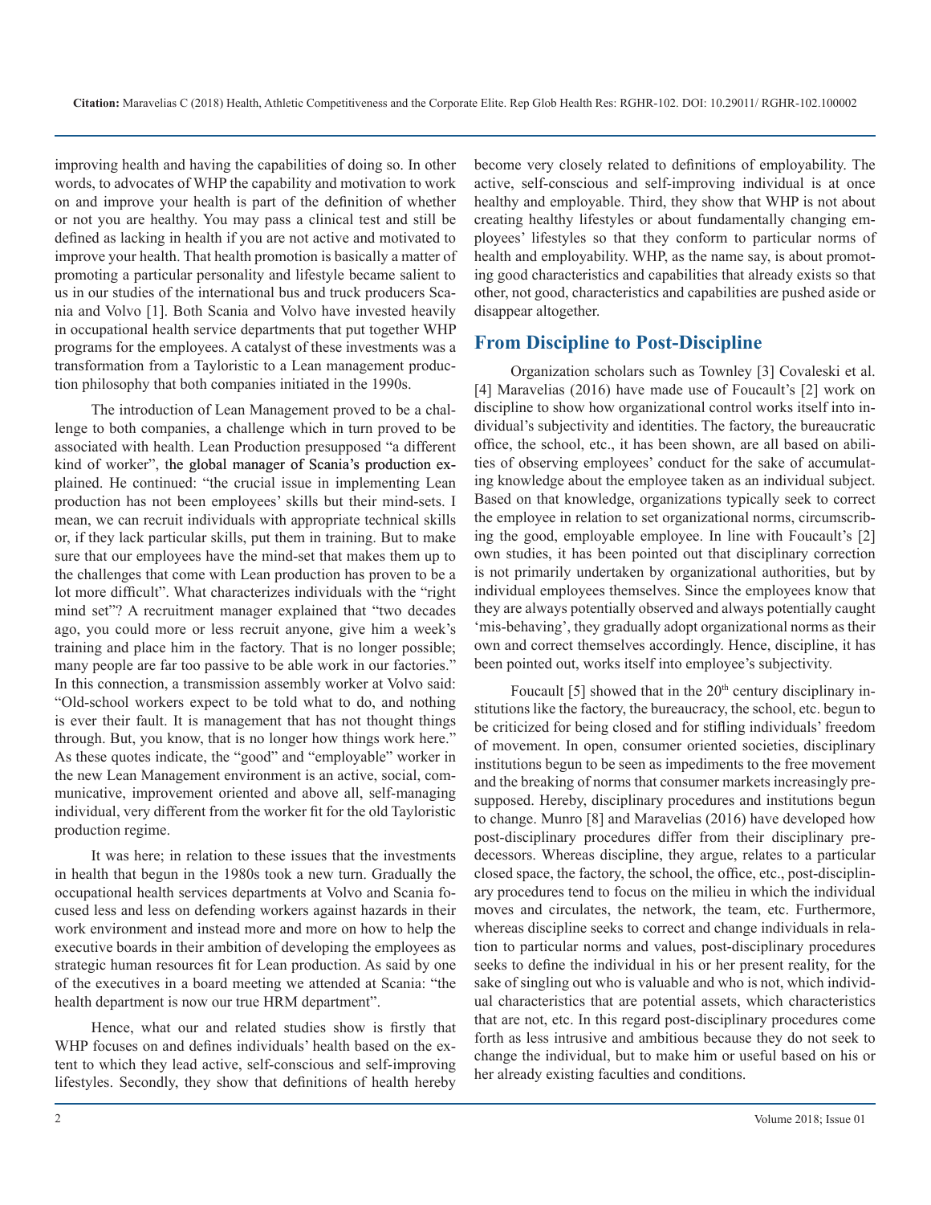improving health and having the capabilities of doing so. In other words, to advocates of WHP the capability and motivation to work on and improve your health is part of the definition of whether or not you are healthy. You may pass a clinical test and still be defined as lacking in health if you are not active and motivated to improve your health. That health promotion is basically a matter of promoting a particular personality and lifestyle became salient to us in our studies of the international bus and truck producers Scania and Volvo [1]. Both Scania and Volvo have invested heavily in occupational health service departments that put together WHP programs for the employees. A catalyst of these investments was a transformation from a Tayloristic to a Lean management production philosophy that both companies initiated in the 1990s.

The introduction of Lean Management proved to be a challenge to both companies, a challenge which in turn proved to be associated with health. Lean Production presupposed "a different kind of worker", the global manager of Scania's production explained. He continued: "the crucial issue in implementing Lean production has not been employees' skills but their mind-sets. I mean, we can recruit individuals with appropriate technical skills or, if they lack particular skills, put them in training. But to make sure that our employees have the mind-set that makes them up to the challenges that come with Lean production has proven to be a lot more difficult". What characterizes individuals with the "right mind set"? A recruitment manager explained that "two decades ago, you could more or less recruit anyone, give him a week's training and place him in the factory. That is no longer possible; many people are far too passive to be able work in our factories." In this connection, a transmission assembly worker at Volvo said: "Old-school workers expect to be told what to do, and nothing is ever their fault. It is management that has not thought things through. But, you know, that is no longer how things work here." As these quotes indicate, the "good" and "employable" worker in the new Lean Management environment is an active, social, communicative, improvement oriented and above all, self-managing individual, very different from the worker fit for the old Tayloristic production regime.

It was here; in relation to these issues that the investments in health that begun in the 1980s took a new turn. Gradually the occupational health services departments at Volvo and Scania focused less and less on defending workers against hazards in their work environment and instead more and more on how to help the executive boards in their ambition of developing the employees as strategic human resources fit for Lean production. As said by one of the executives in a board meeting we attended at Scania: "the health department is now our true HRM department".

Hence, what our and related studies show is firstly that WHP focuses on and defines individuals' health based on the extent to which they lead active, self-conscious and self-improving lifestyles. Secondly, they show that definitions of health hereby become very closely related to definitions of employability. The active, self-conscious and self-improving individual is at once healthy and employable. Third, they show that WHP is not about creating healthy lifestyles or about fundamentally changing employees' lifestyles so that they conform to particular norms of health and employability. WHP, as the name say, is about promoting good characteristics and capabilities that already exists so that other, not good, characteristics and capabilities are pushed aside or disappear altogether.

## From Discipline to Post-Discipline

Organization scholars such as Townley [3] Covaleski et al. [4] Maravelias (2016) have made use of Foucault's [2] work on discipline to show how organizational control works itself into individual's subjectivity and identities. The factory, the bureaucratic office, the school, etc., it has been shown, are all based on abilities of observing employees' conduct for the sake of accumulating knowledge about the employee taken as an individual subject. Based on that knowledge, organizations typically seek to correct the employee in relation to set organizational norms, circumscribing the good, employable employee. In line with Foucault's [2] own studies, it has been pointed out that disciplinary correction is not primarily undertaken by organizational authorities, but by individual employees themselves. Since the employees know that they are always potentially observed and always potentially caught 'mis-behaving', they gradually adopt organizational norms as their own and correct themselves accordingly. Hence, discipline, it has been pointed out, works itself into employee's subjectivity.

Foucault [5] showed that in the 20th century disciplinary institutions like the factory, the bureaucracy, the school, etc. begun to be criticized for being closed and for stifling individuals' freedom of movement. In open, consumer oriented societies, disciplinary institutions begun to be seen as impediments to the free movement and the breaking of norms that consumer markets increasingly presupposed. Hereby, disciplinary procedures and institutions begun to change. Munro [8] and Maravelias (2016) have developed how post-disciplinary procedures differ from their disciplinary predecessors. Whereas discipline, they argue, relates to a particular closed space, the factory, the school, the office, etc., post-disciplinary procedures tend to focus on the milieu in which the individual moves and circulates, the network, the team, etc. Furthermore, whereas discipline seeks to correct and change individuals in relation to particular norms and values, post-disciplinary procedures seeks to define the individual in his or her present reality, for the sake of singling out who is valuable and who is not, which individual characteristics that are potential assets, which characteristics that are not, etc. In this regard post-disciplinary procedures come forth as less intrusive and ambitious because they do not seek to change the individual, but to make him or useful based on his or her already existing faculties and conditions.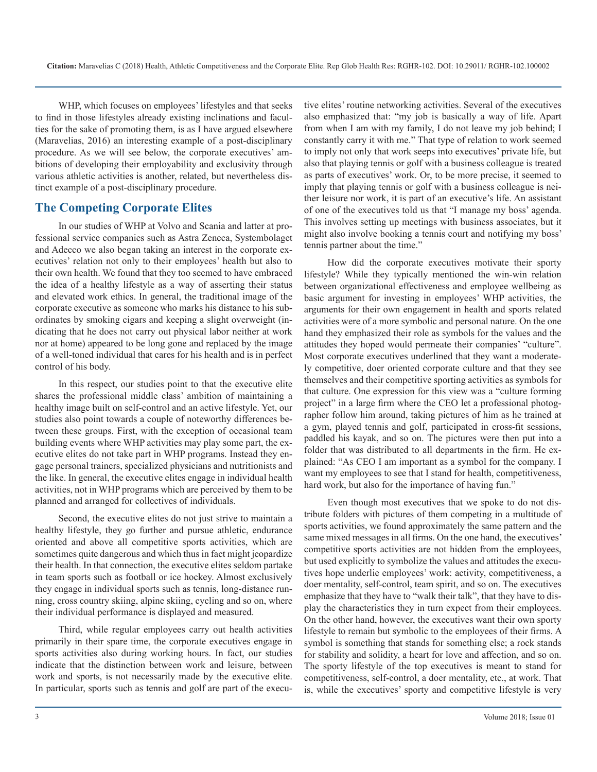WHP, which focuses on employees' lifestyles and that seeks to find in those lifestyles already existing inclinations and faculties for the sake of promoting them, is as I have argued elsewhere (Maravelias, 2016) an interesting example of a post-disciplinary procedure. As we will see below, the corporate executives' ambitions of developing their employability and exclusivity through various athletic activities is another, related, but nevertheless distinct example of a post-disciplinary procedure.

## The Competing Corporate Elites

In our studies of WHP at Volvo and Scania and latter at professional service companies such as Astra Zeneca, Systembolaget and Adecco we also began taking an interest in the corporate executives' relation not only to their employees' health but also to their own health. We found that they too seemed to have embraced the idea of a healthy lifestyle as a way of asserting their status and elevated work ethics. In general, the traditional image of the corporate executive as someone who marks his distance to his subordinates by smoking cigars and keeping a slight overweight (indicating that he does not carry out physical labor neither at work nor at home) appeared to be long gone and replaced by the image of a well-toned individual that cares for his health and is in perfect control of his body.

In this respect, our studies point to that the executive elite shares the professional middle class' ambition of maintaining a healthy image built on self-control and an active lifestyle. Yet, our studies also point towards a couple of noteworthy differences between these groups. First, with the exception of occasional team building events where WHP activities may play some part, the executive elites do not take part in WHP programs. Instead they engage personal trainers, specialized physicians and nutritionists and the like. In general, the executive elites engage in individual health activities, not in WHP programs which are perceived by them to be planned and arranged for collectives of individuals.

Second, the executive elites do not just strive to maintain a healthy lifestyle, they go further and pursue athletic, endurance oriented and above all competitive sports activities, which are sometimes quite dangerous and which thus in fact might jeopardize their health. In that connection, the executive elites seldom partake in team sports such as football or ice hockey. Almost exclusively they engage in individual sports such as tennis, long-distance running, cross country skiing, alpine skiing, cycling and so on, where their individual performance is displayed and measured.

Third, while regular employees carry out health activities primarily in their spare time, the corporate executives engage in sports activities also during working hours. In fact, our studies indicate that the distinction between work and leisure, between work and sports, is not necessarily made by the executive elite. In particular, sports such as tennis and golf are part of the executive elites' routine networking activities. Several of the executives also emphasized that: "my job is basically a way of life. Apart from when I am with my family, I do not leave my job behind; I constantly carry it with me." That type of relation to work seemed to imply not only that work seeps into executives' private life, but also that playing tennis or golf with a business colleague is treated as parts of executives' work. Or, to be more precise, it seemed to imply that playing tennis or golf with a business colleague is neither leisure nor work, it is part of an executive's life. An assistant of one of the executives told us that "I manage my boss' agenda. This involves setting up meetings with business associates, but it might also involve booking a tennis court and notifying my boss' tennis partner about the time."

How did the corporate executives motivate their sporty lifestyle? While they typically mentioned the win-win relation between organizational effectiveness and employee wellbeing as basic argument for investing in employees' WHP activities, the arguments for their own engagement in health and sports related activities were of a more symbolic and personal nature. On the one hand they emphasized their role as symbols for the values and the attitudes they hoped would permeate their companies' "culture". Most corporate executives underlined that they want a moderately competitive, doer oriented corporate culture and that they see themselves and their competitive sporting activities as symbols for that culture. One expression for this view was a "culture forming project" in a large firm where the CEO let a professional photographer follow him around, taking pictures of him as he trained at a gym, played tennis and golf, participated in cross-fit sessions, paddled his kayak, and so on. The pictures were then put into a folder that was distributed to all departments in the firm. He explained: "As CEO I am important as a symbol for the company. I want my employees to see that I stand for health, competitiveness, hard work, but also for the importance of having fun."

Even though most executives that we spoke to do not distribute folders with pictures of them competing in a multitude of sports activities, we found approximately the same pattern and the same mixed messages in all firms. On the one hand, the executives' competitive sports activities are not hidden from the employees, but used explicitly to symbolize the values and attitudes the executives hope underlie employees' work: activity, competitiveness, a doer mentality, self-control, team spirit, and so on. The executives emphasize that they have to "walk their talk", that they have to display the characteristics they in turn expect from their employees. On the other hand, however, the executives want their own sporty lifestyle to remain but symbolic to the employees of their firms. A symbol is something that stands for something else; a rock stands for stability and solidity, a heart for love and affection, and so on. The sporty lifestyle of the top executives is meant to stand for competitiveness, self-control, a doer mentality, etc., at work. That is, while the executives' sporty and competitive lifestyle is very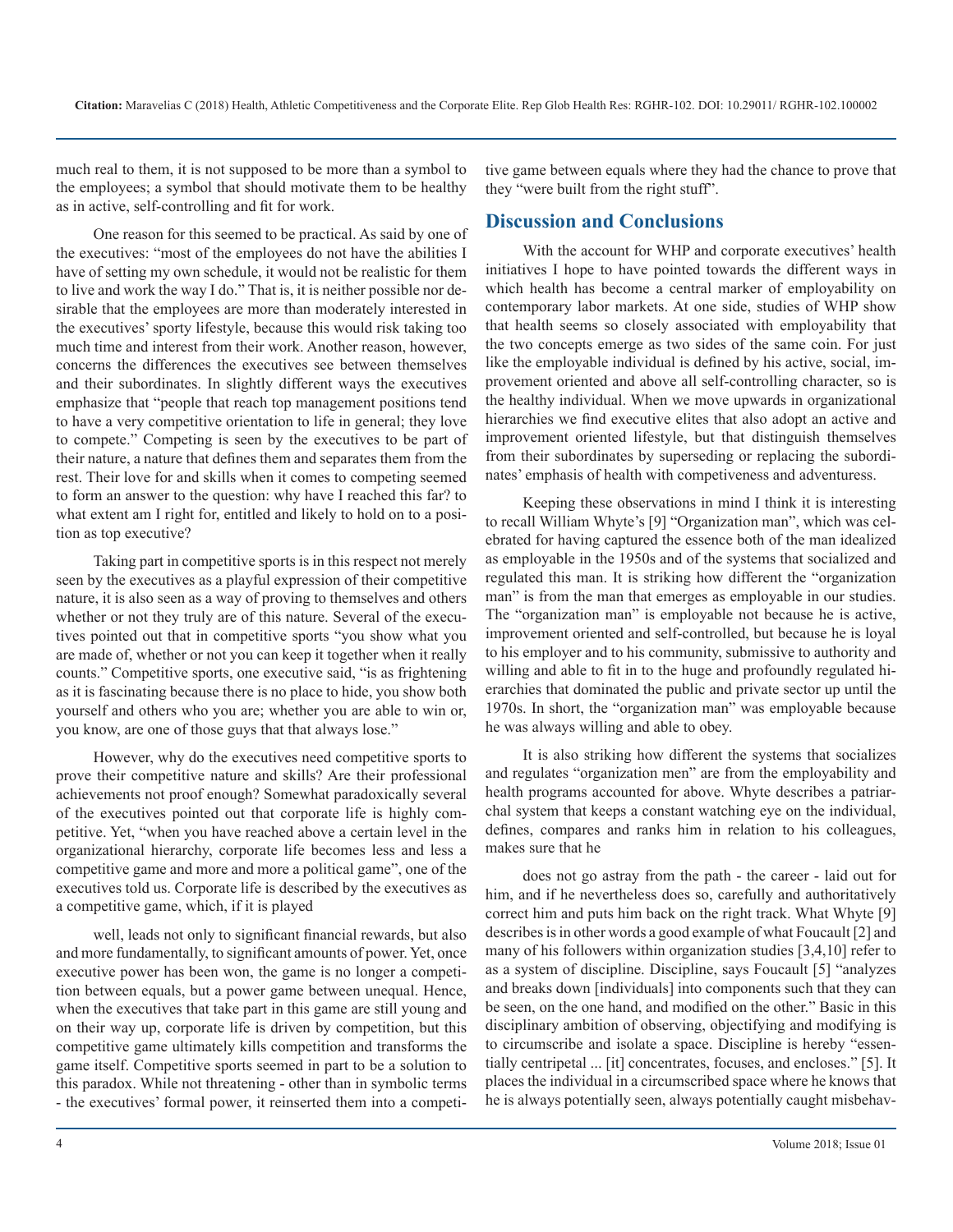much real to them, it is not supposed to be more than a symbol to the employees; a symbol that should motivate them to be healthy as in active, self-controlling and fit for work.

One reason for this seemed to be practical. As said by one of the executives: "most of the employees do not have the abilities I have of setting my own schedule, it would not be realistic for them to live and work the way I do." That is, it is neither possible nor desirable that the employees are more than moderately interested in the executives' sporty lifestyle, because this would risk taking too much time and interest from their work. Another reason, however, concerns the differences the executives see between themselves and their subordinates. In slightly different ways the executives emphasize that "people that reach top management positions tend to have a very competitive orientation to life in general; they love to compete." Competing is seen by the executives to be part of their nature, a nature that defines them and separates them from the rest. Their love for and skills when it comes to competing seemed to form an answer to the question: why have I reached this far? to what extent am I right for, entitled and likely to hold on to a position as top executive?

Taking part in competitive sports is in this respect not merely seen by the executives as a playful expression of their competitive nature, it is also seen as a way of proving to themselves and others whether or not they truly are of this nature. Several of the executives pointed out that in competitive sports "you show what you are made of, whether or not you can keep it together when it really counts." Competitive sports, one executive said, "is as frightening as it is fascinating because there is no place to hide, you show both yourself and others who you are; whether you are able to win or, you know, are one of those guys that that always lose."

However, why do the executives need competitive sports to prove their competitive nature and skills? Are their professional achievements not proof enough? Somewhat paradoxically several of the executives pointed out that corporate life is highly competitive. Yet, "when you have reached above a certain level in the organizational hierarchy, corporate life becomes less and less a competitive game and more and more a political game", one of the executives told us. Corporate life is described by the executives as a competitive game, which, if it is played well, leads not only to significant financial rewards, but also and more fundamentally, to significant amounts of power. Yet, once executive power has been won, the game is no longer a competition between equals, but a power game between unequal. Hence, when the executives that take part in this game are still young and on their way up, corporate life is driven by competition, but this competitive game ultimately kills competition and transforms the game itself. Competitive sports seemed in part to be a solution to this paradox. While not threatening - other than in symbolic terms - the executives' formal power, it reinserted them into a competitive game between equals where they had the chance to prove that they "were built from the right stuff".

## Discussion and Conclusions

With the account for WHP and corporate executives' health initiatives I hope to have pointed towards the different ways in which health has become a central marker of employability on contemporary labor markets. At one side, studies of WHP show that health seems so closely associated with employability that the two concepts emerge as two sides of the same coin. For just like the employable individual is defined by his active, social, improvement oriented and above all self-controlling character, so is the healthy individual. When we move upwards in organizational hierarchies we find executive elites that also adopt an active and improvement oriented lifestyle, but that distinguish themselves from their subordinates by superseding or replacing the subordinates' emphasis of health with competiveness and adventuress.

Keeping these observations in mind I think it is interesting to recall William Whyte's [9] "Organization man", which was celebrated for having captured the essence both of the man idealized as employable in the 1950s and of the systems that socialized and regulated this man. It is striking how different the "organization man" is from the man that emerges as employable in our studies. The "organization man" is employable not because he is active, improvement oriented and self-controlled, but because he is loyal to his employer and to his community, submissive to authority and willing and able to fit in to the huge and profoundly regulated hierarchies that dominated the public and private sector up until the 1970s. In short, the "organization man" was employable because he was always willing and able to obey.

It is also striking how different the systems that socializes and regulates "organization men" are from the employability and health programs accounted for above. Whyte describes a patriarchal system that keeps a constant watching eye on the individual, defines, compares and ranks him in relation to his colleagues, makes sure that he does not go astray from the path - the career - laid out for him, and if he nevertheless does so, carefully and authoritatively correct him and puts him back on the right track. What Whyte [9] describes is in other words a good example of what Foucault [2] and many of his followers within organization studies [3,4,10] refer to as a system of discipline. Discipline, says Foucault [5] "analyzes and breaks down [individuals] into components such that they can be seen, on the one hand, and modified on the other." Basic in this disciplinary ambition of observing, objectifying and modifying is to circumscribe and isolate a space. Discipline is hereby "essentially centripetal ... [it] concentrates, focuses, and encloses." [5]. It places the individual in a circumscribed space where he knows that he is always potentially seen, always potentially caught misbehav-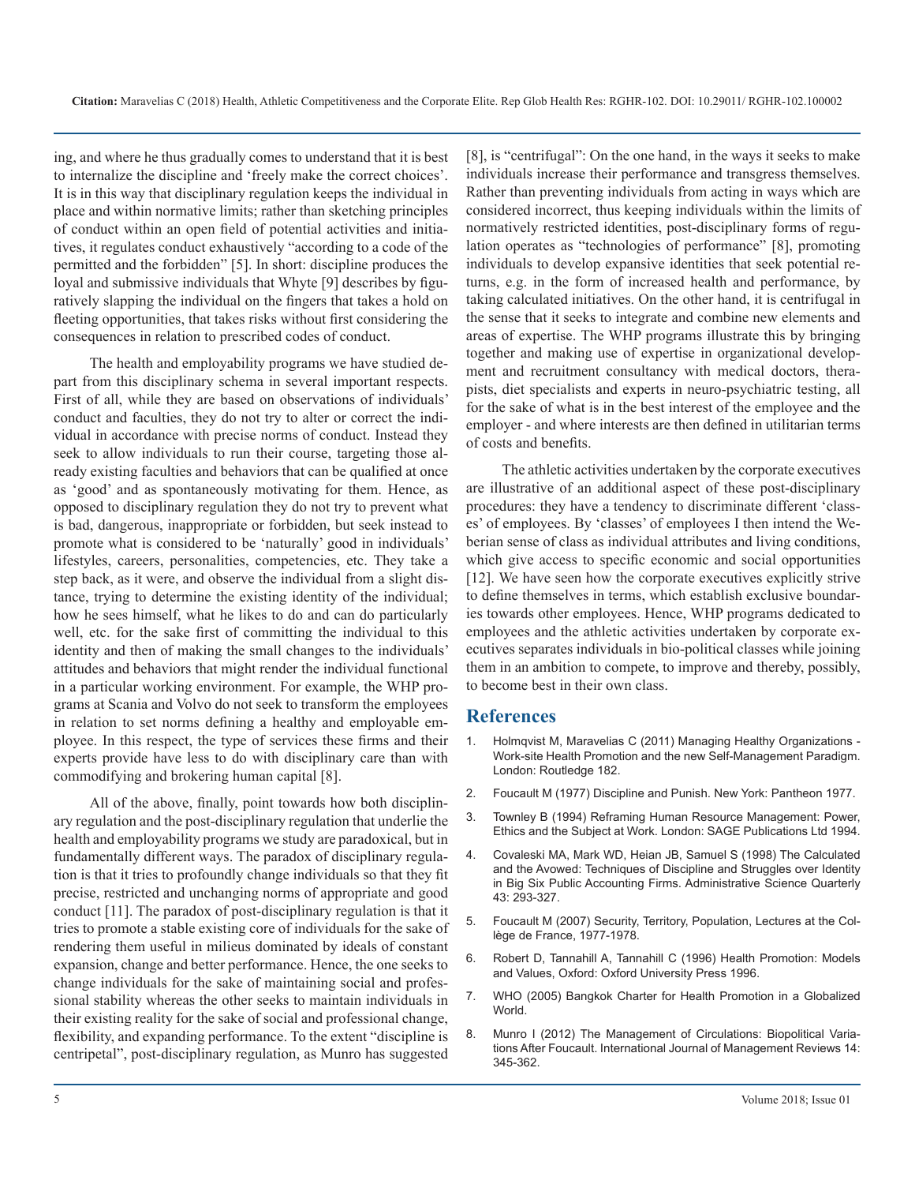ing, and where he thus gradually comes to understand that it is best to internalize the discipline and 'freely make the correct choices'. It is in this way that disciplinary regulation keeps the individual in place and within normative limits; rather than sketching principles of conduct within an open field of potential activities and initiatives, it regulates conduct exhaustively "according to a code of the permitted and the forbidden" [5]. In short: discipline produces the loyal and submissive individuals that Whyte [9] describes by figuratively slapping the individual on the fingers that takes a hold on fleeting opportunities, that takes risks without first considering the consequences in relation to prescribed codes of conduct.

The health and employability programs we have studied depart from this disciplinary schema in several important respects. First of all, while they are based on observations of individuals' conduct and faculties, they do not try to alter or correct the individual in accordance with precise norms of conduct. Instead they seek to allow individuals to run their course, targeting those already existing faculties and behaviors that can be qualified at once as 'good' and as spontaneously motivating for them. Hence, as opposed to disciplinary regulation they do not try to prevent what is bad, dangerous, inappropriate or forbidden, but seek instead to promote what is considered to be 'naturally' good in individuals' lifestyles, careers, personalities, competencies, etc. They take a step back, as it were, and observe the individual from a slight distance, trying to determine the existing identity of the individual; how he sees himself, what he likes to do and can do particularly well, etc. for the sake first of committing the individual to this identity and then of making the small changes to the individuals' attitudes and behaviors that might render the individual functional in a particular working environment. For example, the WHP programs at Scania and Volvo do not seek to transform the employees in relation to set norms defining a healthy and employable employee. In this respect, the type of services these firms and their experts provide have less to do with disciplinary care than with commodifying and brokering human capital [8].

All of the above, finally, point towards how both disciplinary regulation and the post-disciplinary regulation that underlie the health and employability programs we study are paradoxical, but in fundamentally different ways. The paradox of disciplinary regulation is that it tries to profoundly change individuals so that they fit precise, restricted and unchanging norms of appropriate and good conduct [11]. The paradox of post-disciplinary regulation is that it tries to promote a stable existing core of individuals for the sake of rendering them useful in milieus dominated by ideals of constant expansion, change and better performance. Hence, the one seeks to change individuals for the sake of maintaining social and professional stability whereas the other seeks to maintain individuals in their existing reality for the sake of social and professional change, flexibility, and expanding performance. To the extent "discipline is centripetal", post-disciplinary regulation, as Munro has suggested [8], is "centrifugal": On the one hand, in the ways it seeks to make individuals increase their performance and transgress themselves. Rather than preventing individuals from acting in ways which are considered incorrect, thus keeping individuals within the limits of normatively restricted identities, post-disciplinary forms of regulation operates as "technologies of performance" [8], promoting individuals to develop expansive identities that seek potential returns, e.g. in the form of increased health and performance, by taking calculated initiatives. On the other hand, it is centrifugal in the sense that it seeks to integrate and combine new elements and areas of expertise. The WHP programs illustrate this by bringing together and making use of expertise in organizational development and recruitment consultancy with medical doctors, therapists, diet specialists and experts in neuro-psychiatric testing, all for the sake of what is in the best interest of the employee and the employer - and where interests are then defined in utilitarian terms of costs and benefits.

The athletic activities undertaken by the corporate executives are illustrative of an additional aspect of these post-disciplinary procedures: they have a tendency to discriminate different 'classes' of employees. By 'classes' of employees I then intend the Weberian sense of class as individual attributes and living conditions, which give access to specific economic and social opportunities [12]. We have seen how the corporate executives explicitly strive to define themselves in terms, which establish exclusive boundaries towards other employees. Hence, WHP programs dedicated to employees and the athletic activities undertaken by corporate executives separates individuals in bio-political classes while joining them in an ambition to compete, to improve and thereby, possibly, to become best in their own class.

## References

1. Holmqvist M, Maravelias C (2011) Managing Healthy Organizations - Work-site Health Promotion and the new Self-Management Paradigm. London: Routledge 182.
2. Foucault M (1977) Discipline and Punish. New York: Pantheon 1977.
3. Townley B (1994) Reframing Human Resource Management: Power, Ethics and the Subject at Work. London: SAGE Publications Ltd 1994.
4. Covaleski MA, Mark WD, Heian JB, Samuel S (1998) The Calculated and the Avowed: Techniques of Discipline and Struggles over Identity in Big Six Public Accounting Firms. Administrative Science Quarterly 43: 293-327.
5. Foucault M (2007) Security, Territory, Population, Lectures at the Collège de France, 1977-1978.
6. Robert D, Tannahill A, Tannahill C (1996) Health Promotion: Models and Values, Oxford: Oxford University Press 1996.
7. WHO (2005) Bangkok Charter for Health Promotion in a Globalized World.
8. Munro I (2012) The Management of Circulations: Biopolitical Variations After Foucault. International Journal of Management Reviews 14: 345-362.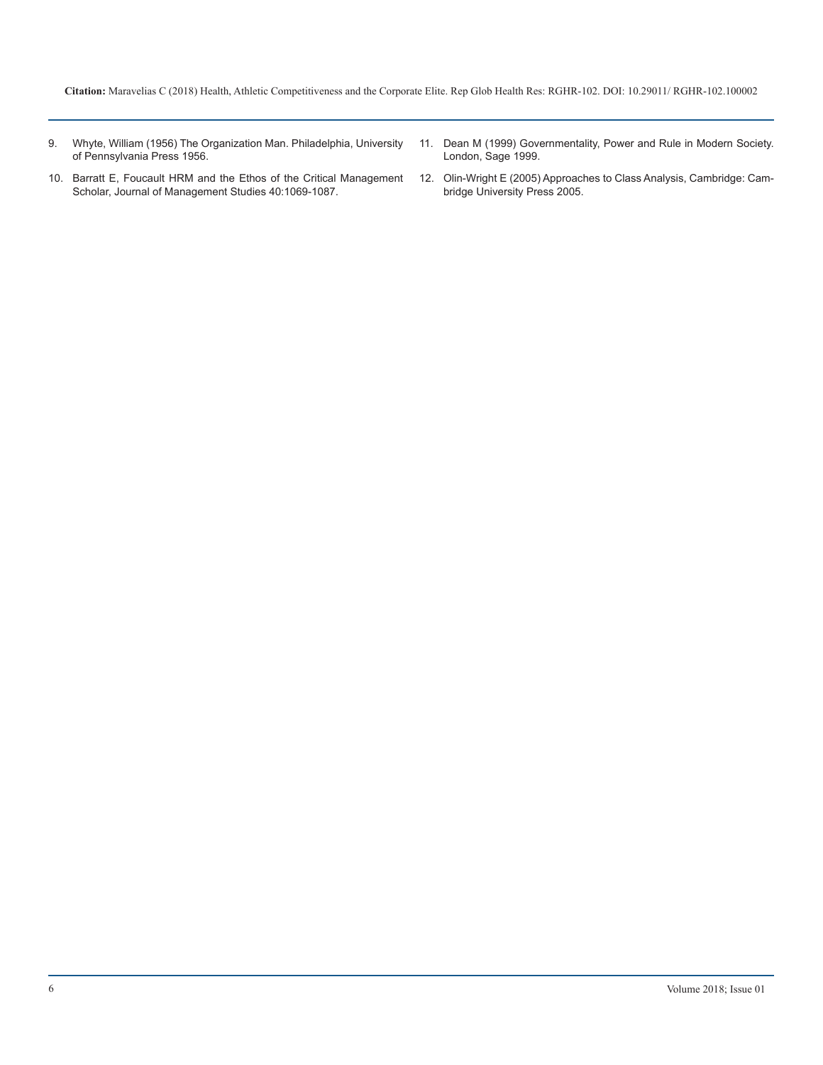9. Whyte, William (1956) The Organization Man. Philadelphia, University of Pennsylvania Press 1956.
10. Barratt E, Foucault HRM and the Ethos of the Critical Management Scholar, Journal of Management Studies 40:1069-1087.
11. Dean M (1999) Governmentality, Power and Rule in Modern Society. London, Sage 1999.
12. Olin-Wright E (2005) Approaches to Class Analysis, Cambridge: Cambridge University Press 2005.